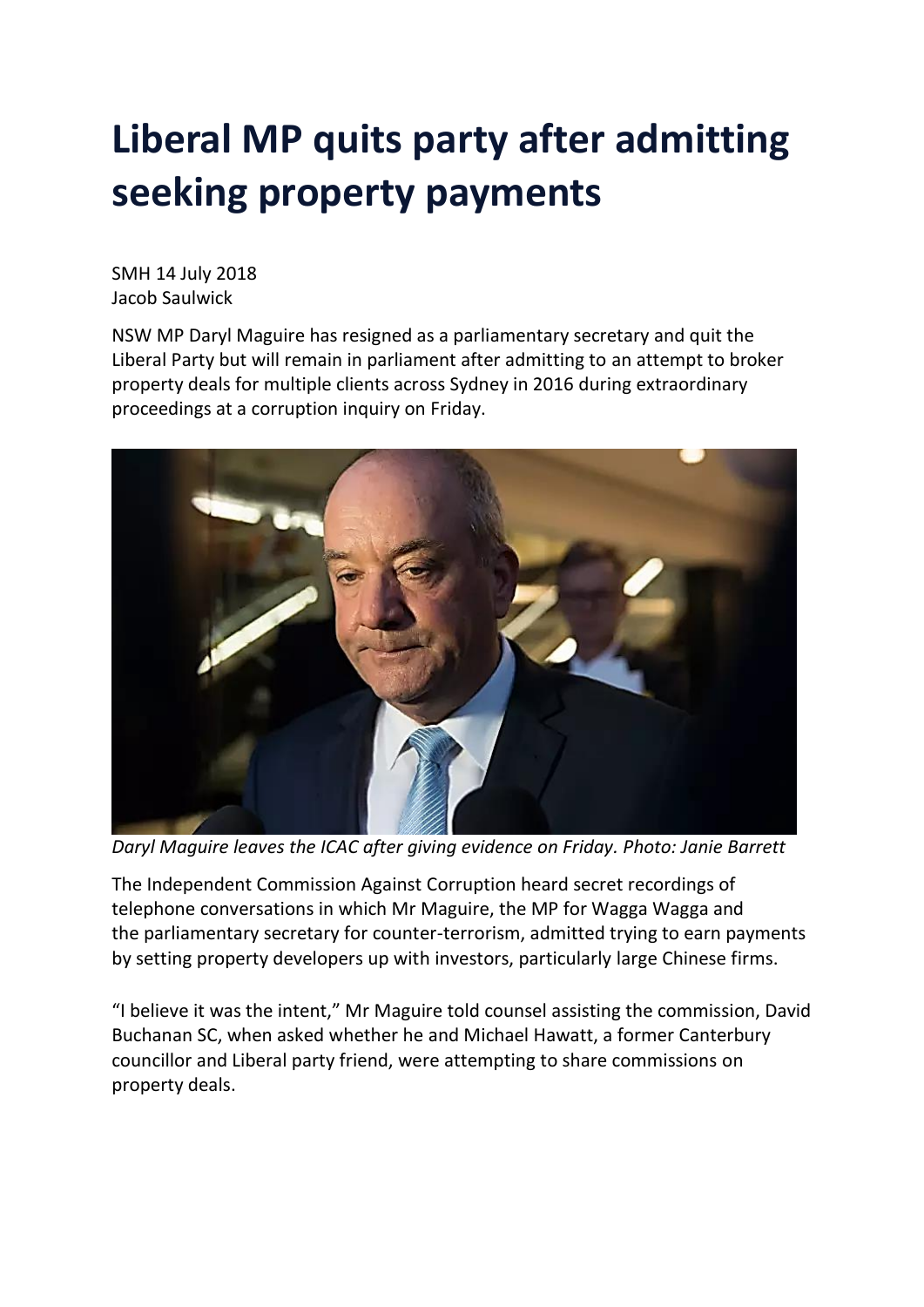# Liberal MP quits party after admitting seeking property payments

SMH 14 July 2018
Jacob Saulwick

NSW MP Daryl Maguire has resigned as a parliamentary secretary and quit the Liberal Party but will remain in parliament after admitting to an attempt to broker property deals for multiple clients across Sydney in 2016 during extraordinary proceedings at a corruption inquiry on Friday.

*Daryl Maguire leaves the ICAC after giving evidence on Friday. Photo: Janie Barrett*

The Independent Commission Against Corruption heard secret recordings of telephone conversations in which Mr Maguire, the MP for Wagga Wagga and the parliamentary secretary for counter-terrorism, admitted trying to earn payments by setting property developers up with investors, particularly large Chinese firms.

"I believe it was the intent," Mr Maguire told counsel assisting the commission, David Buchanan SC, when asked whether he and Michael Hawatt, a former Canterbury councillor and Liberal party friend, were attempting to share commissions on property deals.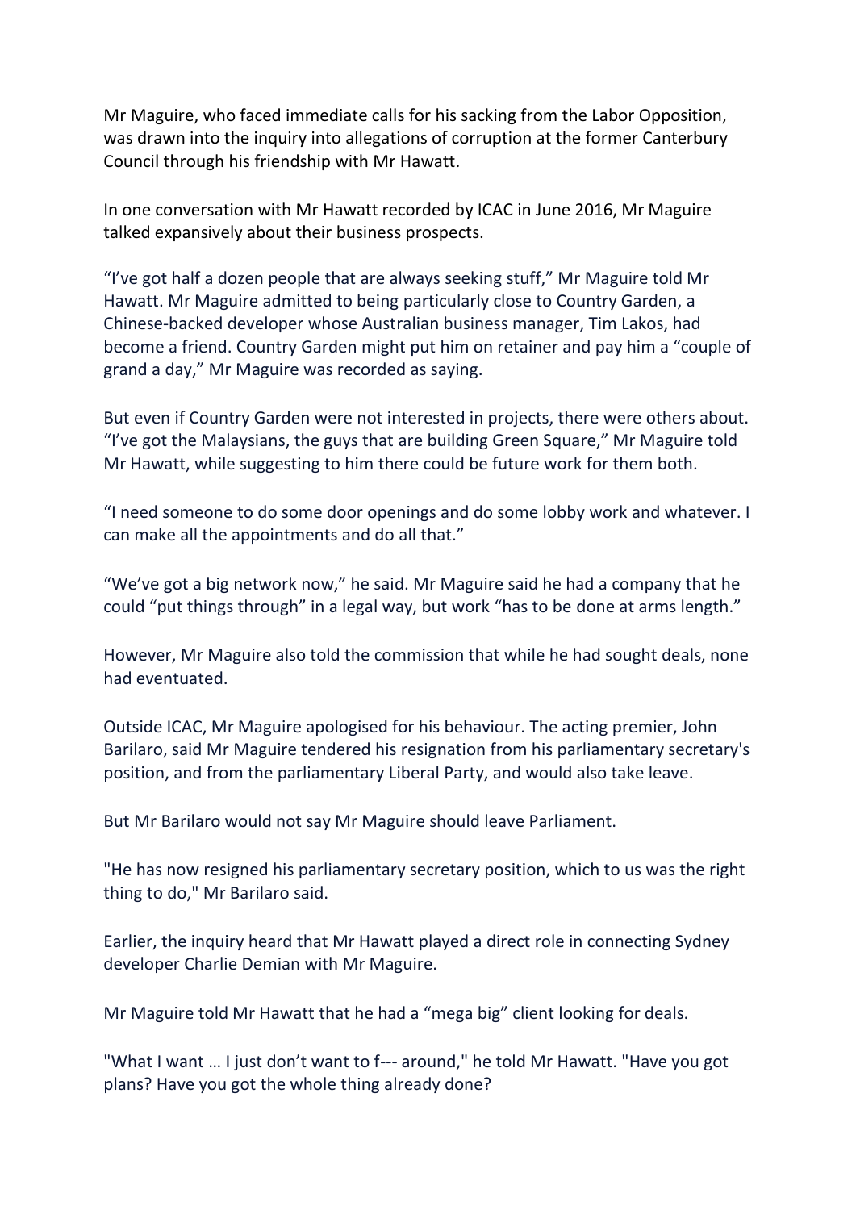Mr Maguire, who faced immediate calls for his sacking from the Labor Opposition, was drawn into the inquiry into allegations of corruption at the former Canterbury Council through his friendship with Mr Hawatt.

In one conversation with Mr Hawatt recorded by ICAC in June 2016, Mr Maguire talked expansively about their business prospects.

“I’ve got half a dozen people that are always seeking stuff,” Mr Maguire told Mr Hawatt. Mr Maguire admitted to being particularly close to Country Garden, a Chinese-backed developer whose Australian business manager, Tim Lakos, had become a friend. Country Garden might put him on retainer and pay him a “couple of grand a day,” Mr Maguire was recorded as saying.

But even if Country Garden were not interested in projects, there were others about. “I’ve got the Malaysians, the guys that are building Green Square,” Mr Maguire told Mr Hawatt, while suggesting to him there could be future work for them both.

“I need someone to do some door openings and do some lobby work and whatever. I can make all the appointments and do all that.”

“We’ve got a big network now,” he said. Mr Maguire said he had a company that he could “put things through” in a legal way, but work “has to be done at arms length.”

However, Mr Maguire also told the commission that while he had sought deals, none had eventuated.

Outside ICAC, Mr Maguire apologised for his behaviour. The acting premier, John Barilaro, said Mr Maguire tendered his resignation from his parliamentary secretary's position, and from the parliamentary Liberal Party, and would also take leave.

But Mr Barilaro would not say Mr Maguire should leave Parliament.

"He has now resigned his parliamentary secretary position, which to us was the right thing to do," Mr Barilaro said.

Earlier, the inquiry heard that Mr Hawatt played a direct role in connecting Sydney developer Charlie Demian with Mr Maguire.

Mr Maguire told Mr Hawatt that he had a “mega big” client looking for deals.

"What I want … I just don’t want to f--- around," he told Mr Hawatt. "Have you got plans? Have you got the whole thing already done?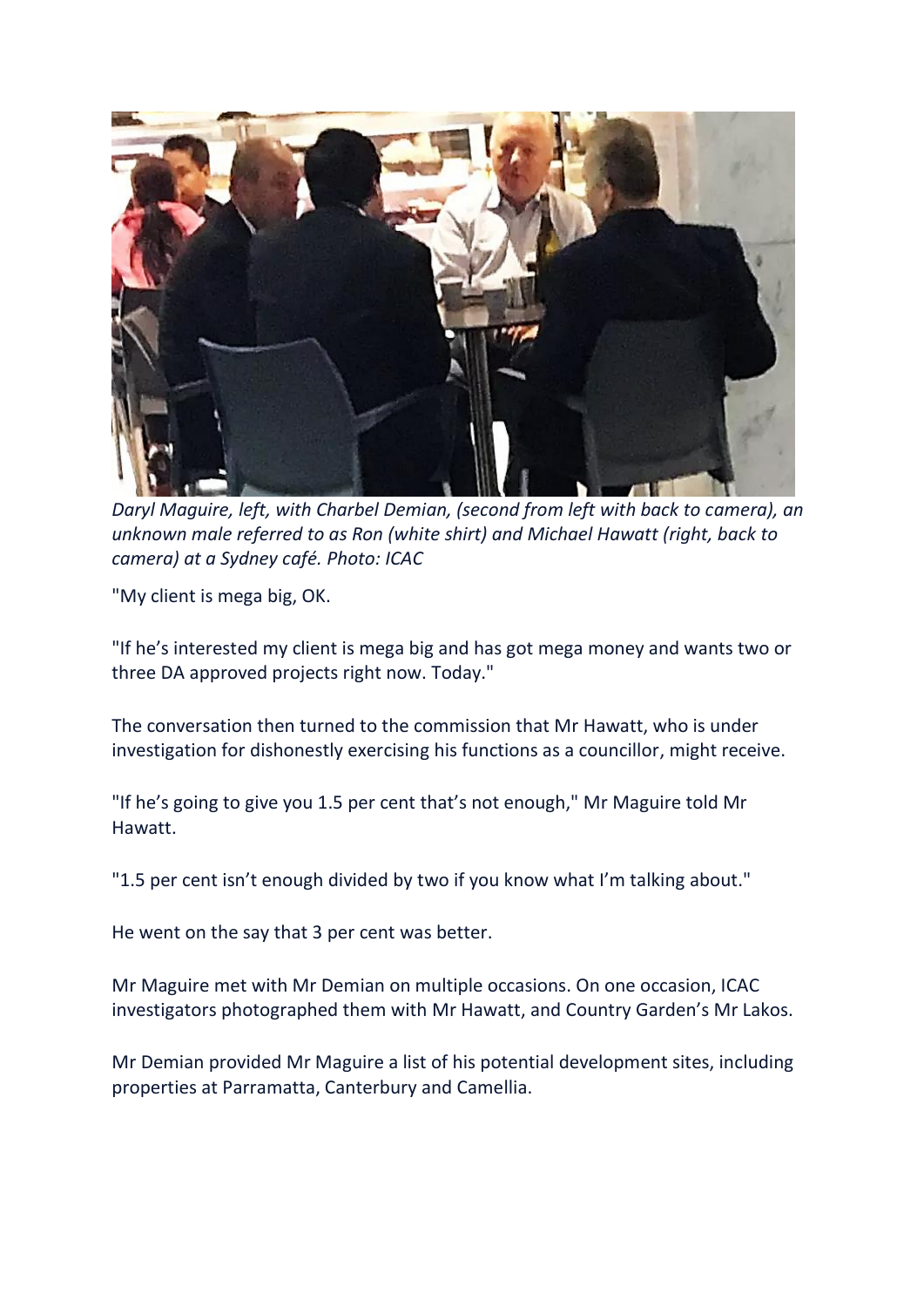*Daryl Maguire, left, with Charbel Demian, (second from left with back to camera), an unknown male referred to as Ron (white shirt) and Michael Hawatt (right, back to camera) at a Sydney café. Photo: ICAC*

"My client is mega big, OK.

"If he's interested my client is mega big and has got mega money and wants two or three DA approved projects right now. Today."

The conversation then turned to the commission that Mr Hawatt, who is under investigation for dishonestly exercising his functions as a councillor, might receive.

"If he's going to give you 1.5 per cent that's not enough," Mr Maguire told Mr Hawatt.

"1.5 per cent isn't enough divided by two if you know what I'm talking about."

He went on the say that 3 per cent was better.

Mr Maguire met with Mr Demian on multiple occasions. On one occasion, ICAC investigators photographed them with Mr Hawatt, and Country Garden's Mr Lakos.

Mr Demian provided Mr Maguire a list of his potential development sites, including properties at Parramatta, Canterbury and Camellia.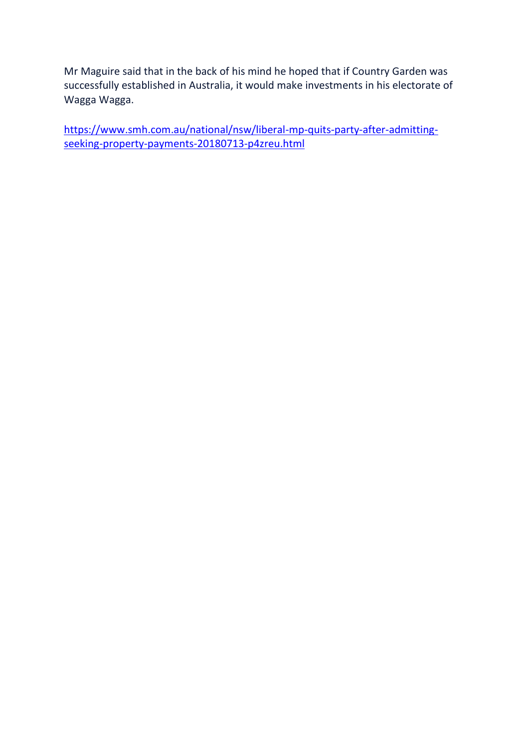Mr Maguire said that in the back of his mind he hoped that if Country Garden was successfully established in Australia, it would make investments in his electorate of Wagga Wagga.

[https://www.smh.com.au/national/nsw/liberal-mp-quits-party-after-admitting-seeking-property-payments-20180713-p4zreu.html](https://www.smh.com.au/national/nsw/liberal-mp-quits-party-after-admitting-seeking-property-payments-20180713-p4zreu.html)